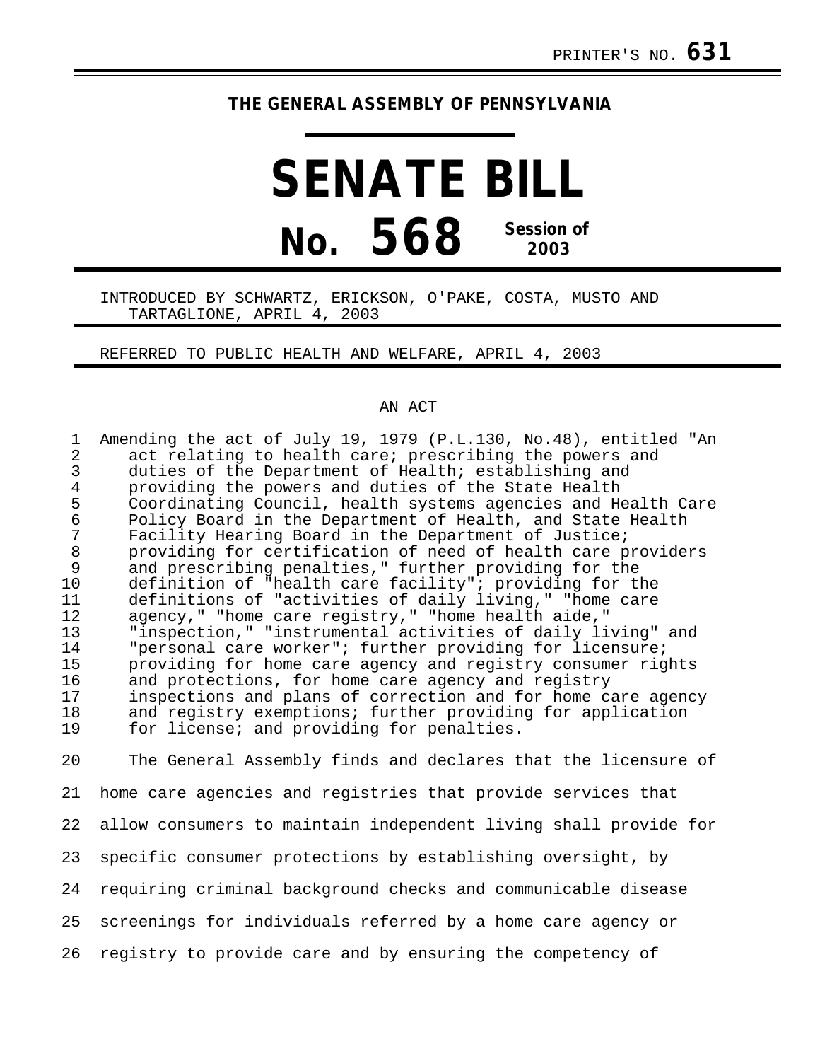PRINTER'S NO. **631**

**THE GENERAL ASSEMBLY OF PENNSYLVANIA**

# SENATE BILL

# No. 568 Session of 2003

INTRODUCED BY SCHWARTZ, ERICKSON, O'PAKE, COSTA, MUSTO AND TARTAGLIONE, APRIL 4, 2003

REFERRED TO PUBLIC HEALTH AND WELFARE, APRIL 4, 2003

AN ACT

Amending the act of July 19, 1979 (P.L.130, No.48), entitled "An act relating to health care; prescribing the powers and duties of the Department of Health; establishing and providing the powers and duties of the State Health Coordinating Council, health systems agencies and Health Care Policy Board in the Department of Health, and State Health Facility Hearing Board in the Department of Justice; providing for certification of need of health care providers and prescribing penalties," further providing for the definition of "health care facility"; providing for the definitions of "activities of daily living," "home care agency," "home care registry," "home health aide," "inspection," "instrumental activities of daily living" and "personal care worker"; further providing for licensure; providing for home care agency and registry consumer rights and protections, for home care agency and registry inspections and plans of correction and for home care agency and registry exemptions; further providing for application for license; and providing for penalties.

The General Assembly finds and declares that the licensure of home care agencies and registries that provide services that allow consumers to maintain independent living shall provide for specific consumer protections by establishing oversight, by requiring criminal background checks and communicable disease screenings for individuals referred by a home care agency or registry to provide care and by ensuring the competency of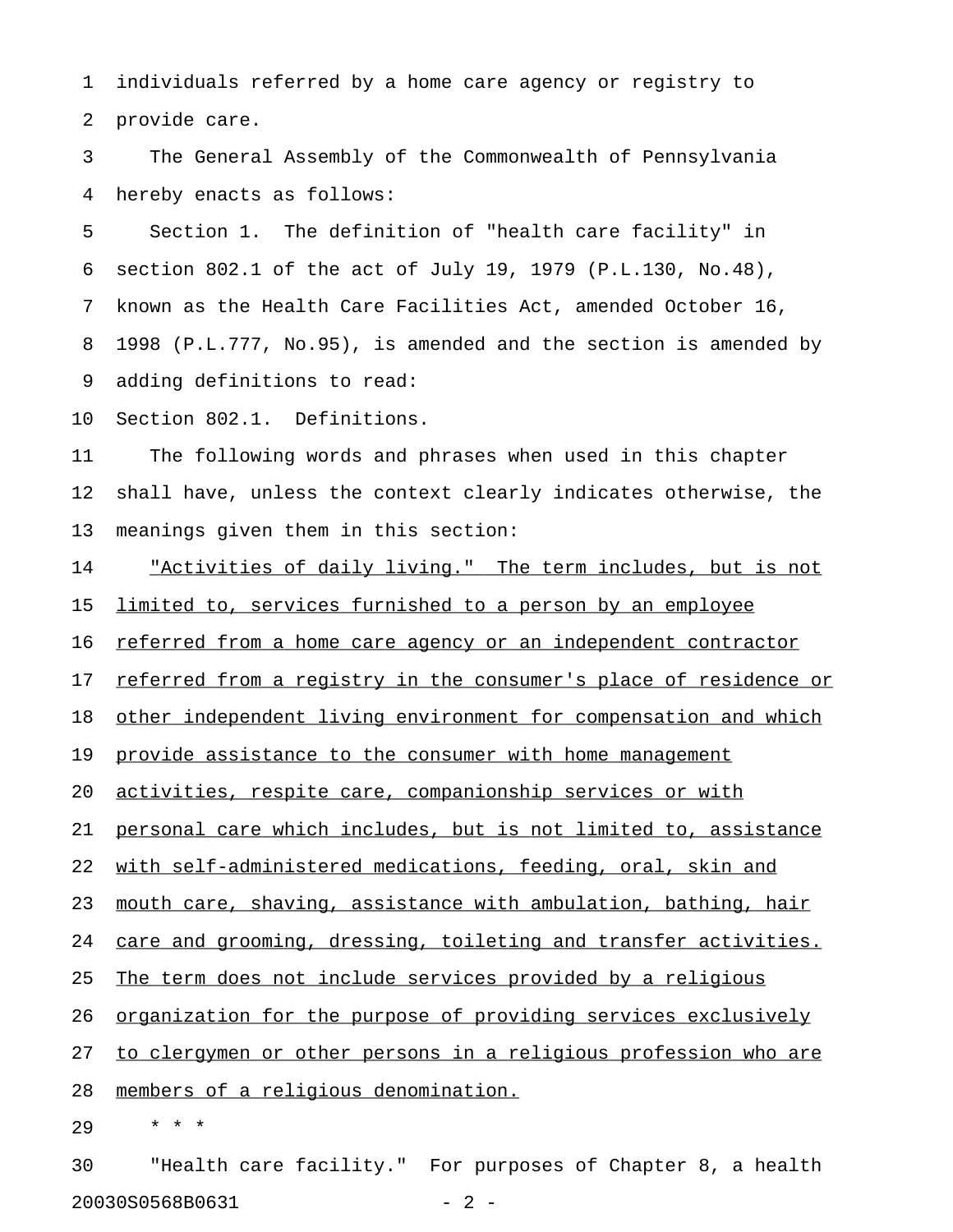individuals referred by a home care agency or registry to provide care.

The General Assembly of the Commonwealth of Pennsylvania hereby enacts as follows:

Section 1. The definition of "health care facility" in section 802.1 of the act of July 19, 1979 (P.L.130, No.48), known as the Health Care Facilities Act, amended October 16, 1998 (P.L.777, No.95), is amended and the section is amended by adding definitions to read:

Section 802.1. Definitions.

The following words and phrases when used in this chapter shall have, unless the context clearly indicates otherwise, the meanings given them in this section:

"Activities of daily living." The term includes, but is not limited to, services furnished to a person by an employee referred from a home care agency or an independent contractor referred from a registry in the consumer's place of residence or other independent living environment for compensation and which provide assistance to the consumer with home management activities, respite care, companionship services or with personal care which includes, but is not limited to, assistance with self-administered medications, feeding, oral, skin and mouth care, shaving, assistance with ambulation, bathing, hair care and grooming, dressing, toileting and transfer activities. The term does not include services provided by a religious organization for the purpose of providing services exclusively to clergymen or other persons in a religious profession who are members of a religious denomination.

\* \* \*

"Health care facility." For purposes of Chapter 8, a health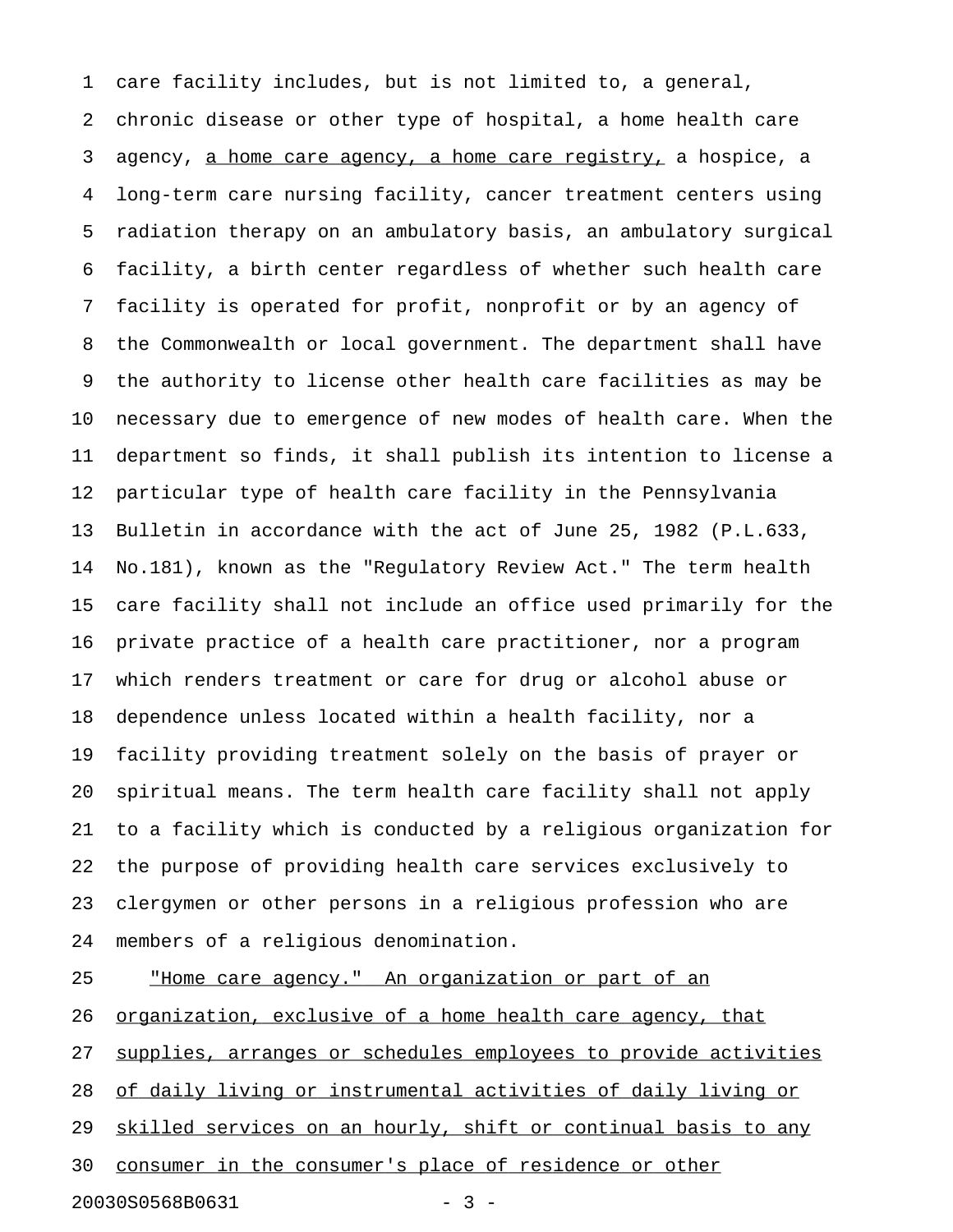care facility includes, but is not limited to, a general, chronic disease or other type of hospital, a home health care agency, <u>a home care agency, a home care registry,</u> a hospice, a long-term care nursing facility, cancer treatment centers using radiation therapy on an ambulatory basis, an ambulatory surgical facility, a birth center regardless of whether such health care facility is operated for profit, nonprofit or by an agency of the Commonwealth or local government. The department shall have the authority to license other health care facilities as may be necessary due to emergence of new modes of health care. When the department so finds, it shall publish its intention to license a particular type of health care facility in the Pennsylvania Bulletin in accordance with the act of June 25, 1982 (P.L.633, No.181), known as the "Regulatory Review Act." The term health care facility shall not include an office used primarily for the private practice of a health care practitioner, nor a program which renders treatment or care for drug or alcohol abuse or dependence unless located within a health facility, nor a facility providing treatment solely on the basis of prayer or spiritual means. The term health care facility shall not apply to a facility which is conducted by a religious organization for the purpose of providing health care services exclusively to clergymen or other persons in a religious profession who are members of a religious denomination.

<u>"Home care agency." An organization or part of an organization, exclusive of a home health care agency, that supplies, arranges or schedules employees to provide activities of daily living or instrumental activities of daily living or skilled services on an hourly, shift or continual basis to any consumer in the consumer's place of residence or other</u>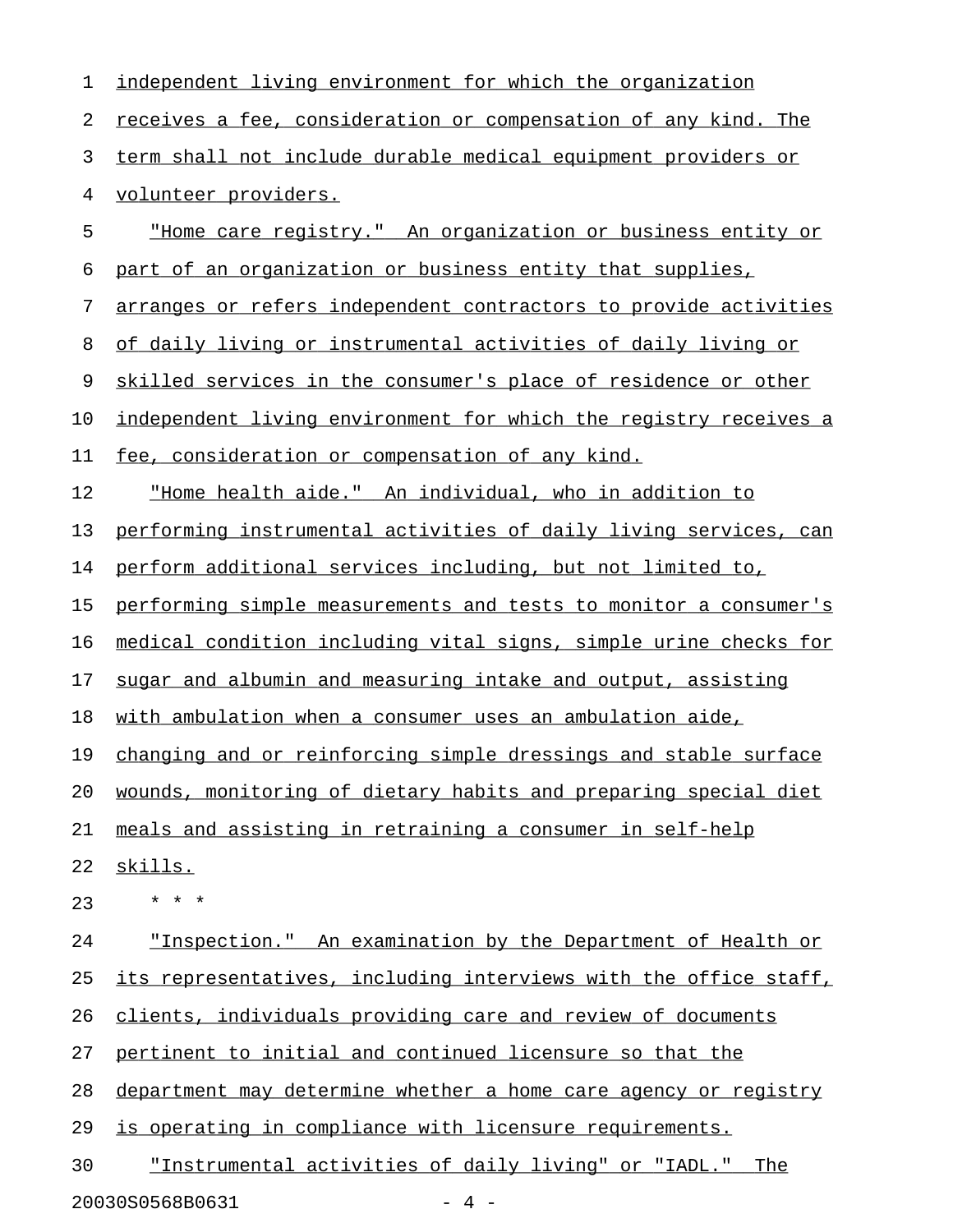independent living environment for which the organization receives a fee, consideration or compensation of any kind. The term shall not include durable medical equipment providers or volunteer providers.

"Home care registry." An organization or business entity or part of an organization or business entity that supplies, arranges or refers independent contractors to provide activities of daily living or instrumental activities of daily living or skilled services in the consumer's place of residence or other independent living environment for which the registry receives a fee, consideration or compensation of any kind.

"Home health aide." An individual, who in addition to performing instrumental activities of daily living services, can perform additional services including, but not limited to, performing simple measurements and tests to monitor a consumer's medical condition including vital signs, simple urine checks for sugar and albumin and measuring intake and output, assisting with ambulation when a consumer uses an ambulation aide, changing and or reinforcing simple dressings and stable surface wounds, monitoring of dietary habits and preparing special diet meals and assisting in retraining a consumer in self-help skills.

\* \* \*

"Inspection." An examination by the Department of Health or its representatives, including interviews with the office staff, clients, individuals providing care and review of documents pertinent to initial and continued licensure so that the department may determine whether a home care agency or registry is operating in compliance with licensure requirements.

"Instrumental activities of daily living" or "IADL." The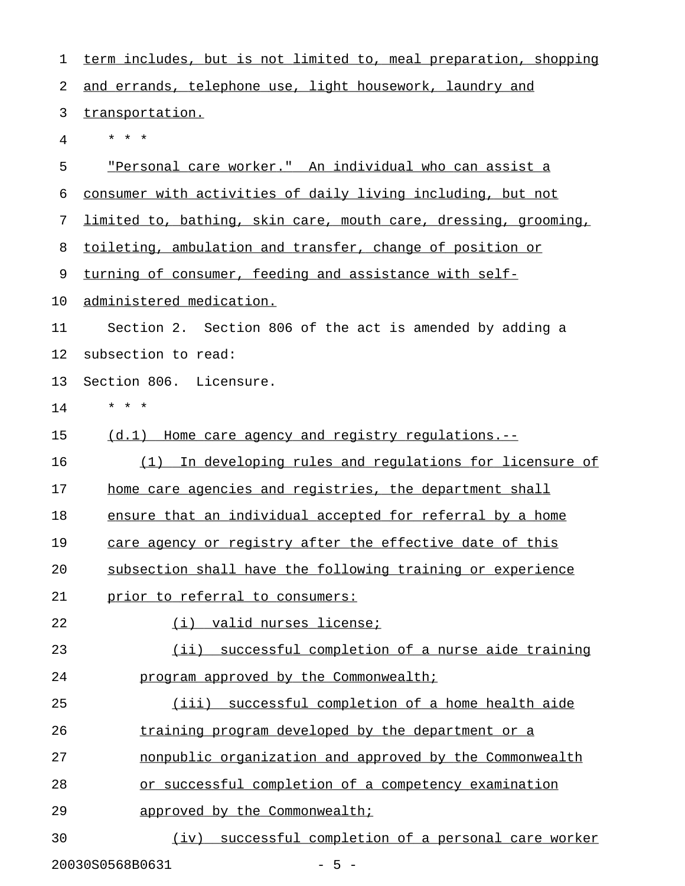term includes, but is not limited to, meal preparation, shopping and errands, telephone use, light housework, laundry and transportation.

* * *

"Personal care worker." An individual who can assist a consumer with activities of daily living including, but not limited to, bathing, skin care, mouth care, dressing, grooming, toileting, ambulation and transfer, change of position or turning of consumer, feeding and assistance with self-administered medication.

Section 2. Section 806 of the act is amended by adding a subsection to read:

Section 806. Licensure.

* * *

(d.1) Home care agency and registry regulations.--

(1) In developing rules and regulations for licensure of home care agencies and registries, the department shall ensure that an individual accepted for referral by a home care agency or registry after the effective date of this subsection shall have the following training or experience prior to referral to consumers:

(i) valid nurses license;

(ii) successful completion of a nurse aide training program approved by the Commonwealth;

(iii) successful completion of a home health aide training program developed by the department or a nonpublic organization and approved by the Commonwealth or successful completion of a competency examination approved by the Commonwealth;

(iv) successful completion of a personal care worker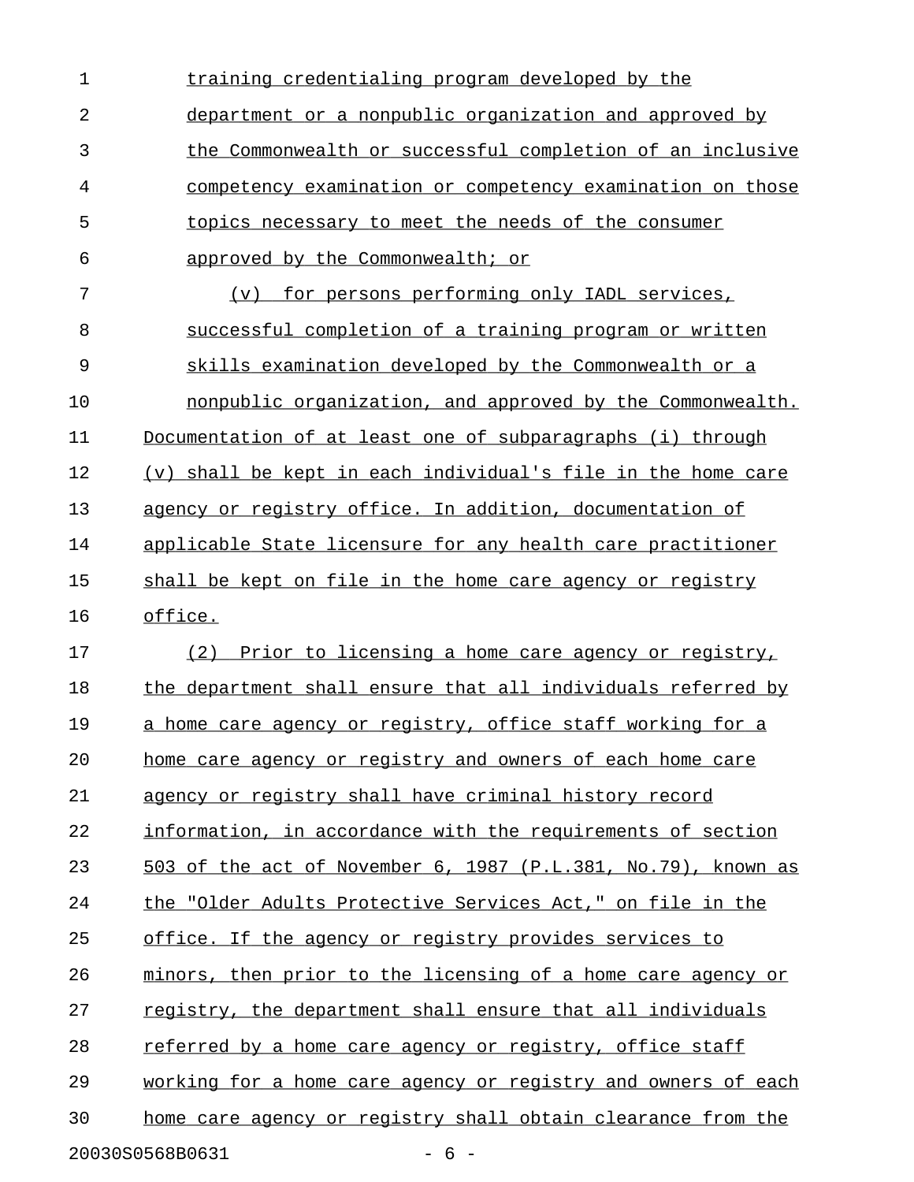training credentialing program developed by the department or a nonpublic organization and approved by the Commonwealth or successful completion of an inclusive competency examination or competency examination on those topics necessary to meet the needs of the consumer approved by the Commonwealth; or

(v) for persons performing only IADL services, successful completion of a training program or written skills examination developed by the Commonwealth or a nonpublic organization, and approved by the Commonwealth.

Documentation of at least one of subparagraphs (i) through (v) shall be kept in each individual's file in the home care agency or registry office. In addition, documentation of applicable State licensure for any health care practitioner shall be kept on file in the home care agency or registry office.

(2) Prior to licensing a home care agency or registry, the department shall ensure that all individuals referred by a home care agency or registry, office staff working for a home care agency or registry and owners of each home care agency or registry shall have criminal history record information, in accordance with the requirements of section 503 of the act of November 6, 1987 (P.L.381, No.79), known as the "Older Adults Protective Services Act," on file in the office. If the agency or registry provides services to minors, then prior to the licensing of a home care agency or registry, the department shall ensure that all individuals referred by a home care agency or registry, office staff working for a home care agency or registry and owners of each home care agency or registry shall obtain clearance from the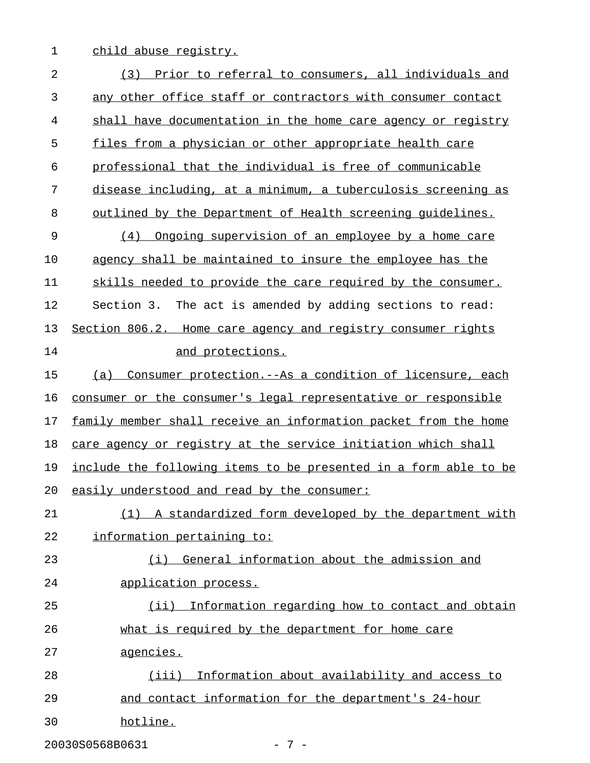child abuse registry.

(3) Prior to referral to consumers, all individuals and any other office staff or contractors with consumer contact shall have documentation in the home care agency or registry files from a physician or other appropriate health care professional that the individual is free of communicable disease including, at a minimum, a tuberculosis screening as outlined by the Department of Health screening guidelines.

(4) Ongoing supervision of an employee by a home care agency shall be maintained to insure the employee has the skills needed to provide the care required by the consumer.

Section 3. The act is amended by adding sections to read:

Section 806.2. Home care agency and registry consumer rights and protections.

(a) Consumer protection.--As a condition of licensure, each consumer or the consumer's legal representative or responsible family member shall receive an information packet from the home care agency or registry at the service initiation which shall include the following items to be presented in a form able to be easily understood and read by the consumer:

(1) A standardized form developed by the department with information pertaining to:

(i) General information about the admission and application process.

(ii) Information regarding how to contact and obtain what is required by the department for home care agencies.

(iii) Information about availability and access to and contact information for the department's 24-hour hotline.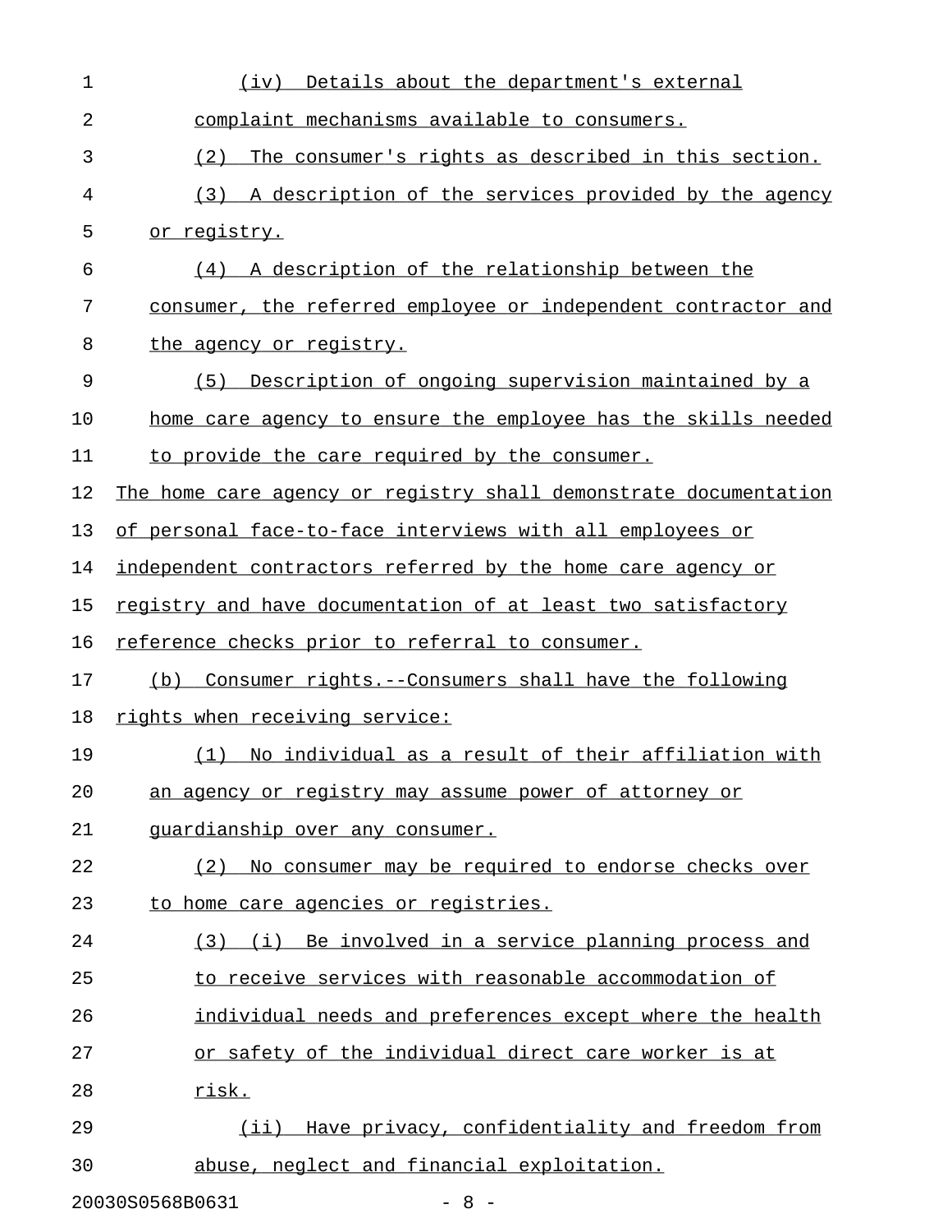(iv) Details about the department's external complaint mechanisms available to consumers.

(2) The consumer's rights as described in this section.

(3) A description of the services provided by the agency or registry.

(4) A description of the relationship between the consumer, the referred employee or independent contractor and the agency or registry.

(5) Description of ongoing supervision maintained by a home care agency to ensure the employee has the skills needed to provide the care required by the consumer.

The home care agency or registry shall demonstrate documentation of personal face-to-face interviews with all employees or independent contractors referred by the home care agency or registry and have documentation of at least two satisfactory reference checks prior to referral to consumer.

(b) Consumer rights.--Consumers shall have the following rights when receiving service:

(1) No individual as a result of their affiliation with an agency or registry may assume power of attorney or guardianship over any consumer.

(2) No consumer may be required to endorse checks over to home care agencies or registries.

(3) (i) Be involved in a service planning process and to receive services with reasonable accommodation of individual needs and preferences except where the health or safety of the individual direct care worker is at risk.

(ii) Have privacy, confidentiality and freedom from abuse, neglect and financial exploitation.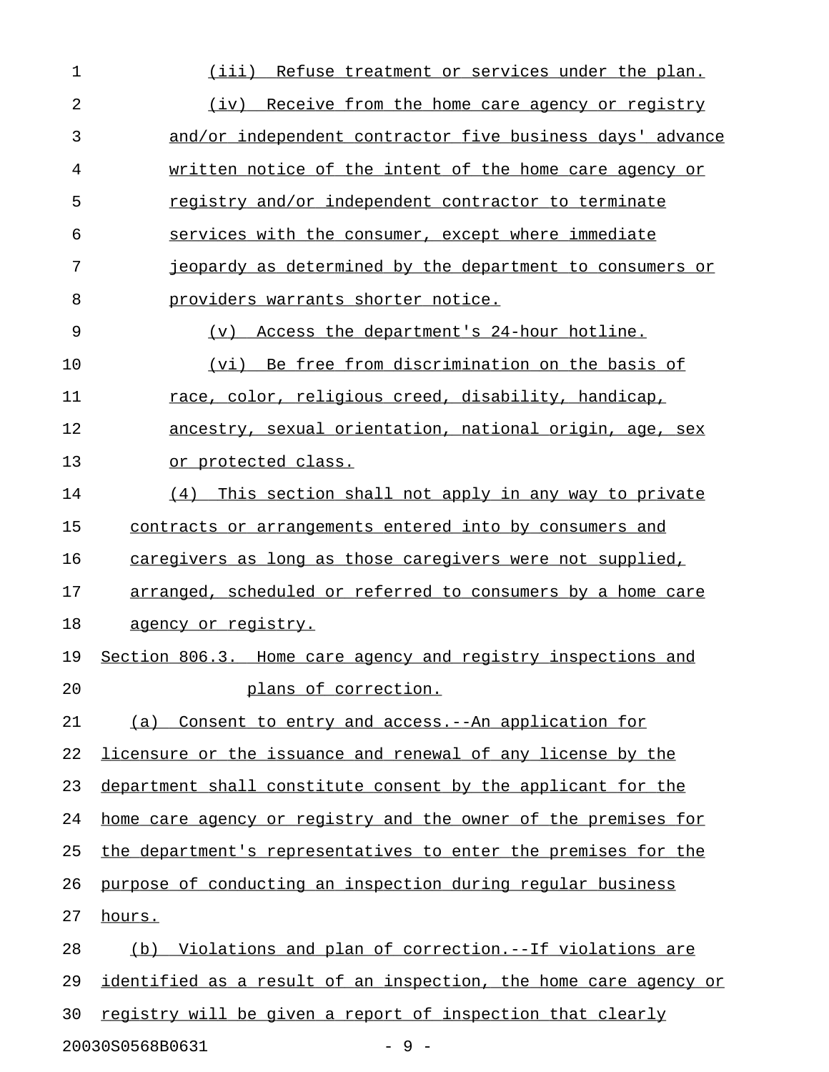(iii) Refuse treatment or services under the plan.

(iv) Receive from the home care agency or registry and/or independent contractor five business days' advance written notice of the intent of the home care agency or registry and/or independent contractor to terminate services with the consumer, except where immediate jeopardy as determined by the department to consumers or providers warrants shorter notice.

(v) Access the department's 24-hour hotline.

(vi) Be free from discrimination on the basis of race, color, religious creed, disability, handicap, ancestry, sexual orientation, national origin, age, sex or protected class.

(4) This section shall not apply in any way to private contracts or arrangements entered into by consumers and caregivers as long as those caregivers were not supplied, arranged, scheduled or referred to consumers by a home care agency or registry.

Section 806.3. Home care agency and registry inspections and plans of correction.

(a) Consent to entry and access.--An application for licensure or the issuance and renewal of any license by the department shall constitute consent by the applicant for the home care agency or registry and the owner of the premises for the department's representatives to enter the premises for the purpose of conducting an inspection during regular business hours.

(b) Violations and plan of correction.--If violations are identified as a result of an inspection, the home care agency or registry will be given a report of inspection that clearly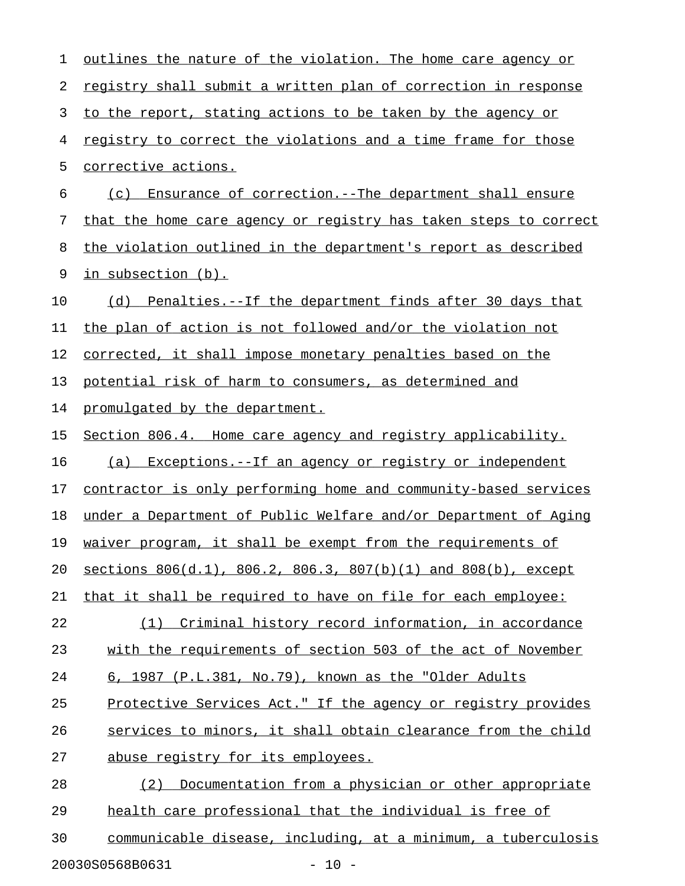outlines the nature of the violation. The home care agency or registry shall submit a written plan of correction in response to the report, stating actions to be taken by the agency or registry to correct the violations and a time frame for those corrective actions.

(c) Ensurance of correction.--The department shall ensure that the home care agency or registry has taken steps to correct the violation outlined in the department's report as described in subsection (b).

(d) Penalties.--If the department finds after 30 days that the plan of action is not followed and/or the violation not corrected, it shall impose monetary penalties based on the potential risk of harm to consumers, as determined and promulgated by the department.

Section 806.4. Home care agency and registry applicability.

(a) Exceptions.--If an agency or registry or independent contractor is only performing home and community-based services under a Department of Public Welfare and/or Department of Aging waiver program, it shall be exempt from the requirements of sections 806(d.1), 806.2, 806.3, 807(b)(1) and 808(b), except that it shall be required to have on file for each employee:

(1) Criminal history record information, in accordance with the requirements of section 503 of the act of November 6, 1987 (P.L.381, No.79), known as the "Older Adults Protective Services Act." If the agency or registry provides services to minors, it shall obtain clearance from the child abuse registry for its employees.

(2) Documentation from a physician or other appropriate health care professional that the individual is free of communicable disease, including, at a minimum, a tuberculosis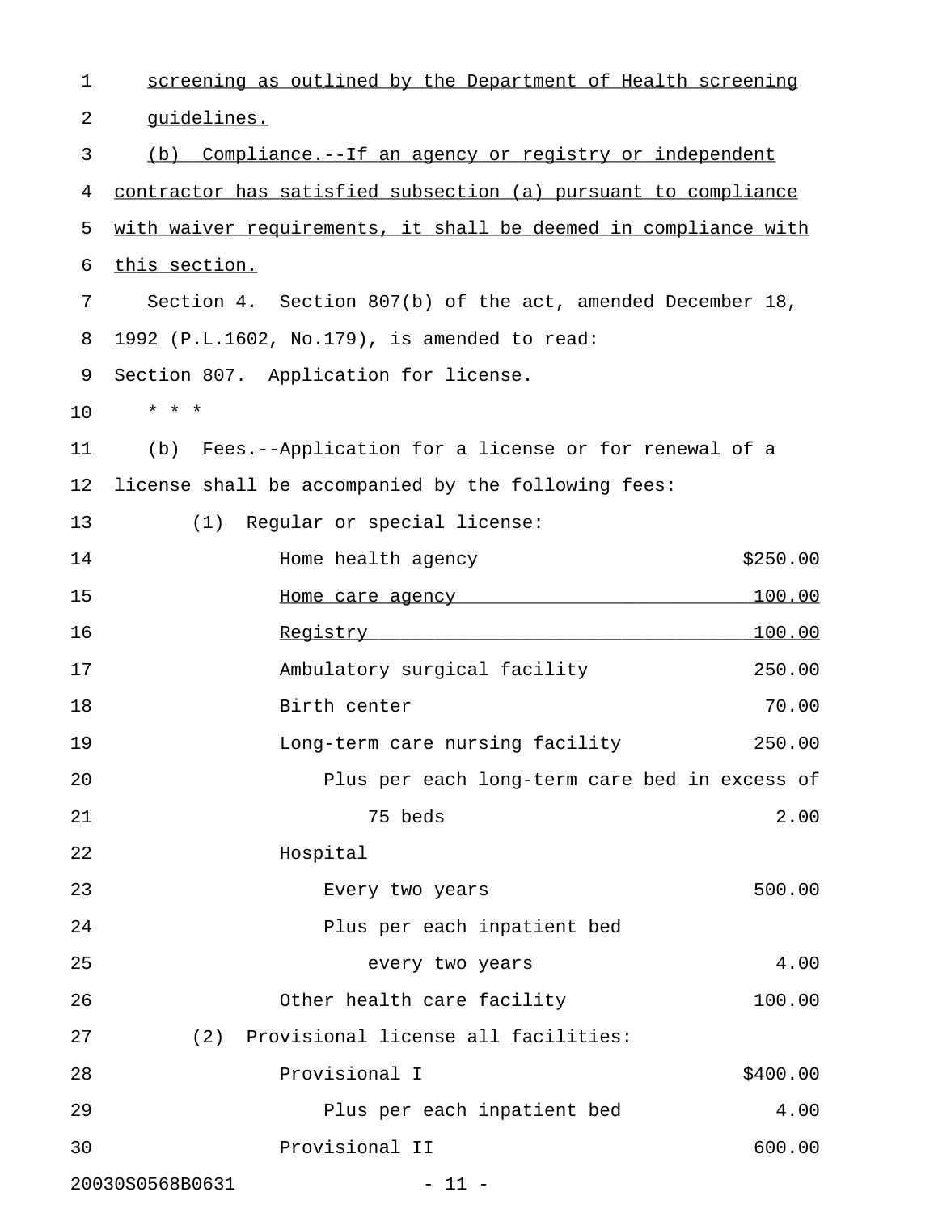screening as outlined by the Department of Health screening guidelines.

(b) Compliance.--If an agency or registry or independent contractor has satisfied subsection (a) pursuant to compliance with waiver requirements, it shall be deemed in compliance with this section.

Section 4. Section 807(b) of the act, amended December 18, 1992 (P.L.1602, No.179), is amended to read:

Section 807. Application for license.

* * *

(b) Fees.--Application for a license or for renewal of a license shall be accompanied by the following fees:

(1) Regular or special license:

| | |
|---|---|
| Home health agency | $250.00 |
| Home care agency | 100.00 |
| Registry | 100.00 |
| Ambulatory surgical facility | 250.00 |
| Birth center | 70.00 |
| Long-term care nursing facility | 250.00 |
| Plus per each long-term care bed in excess of 75 beds | 2.00 |
| Hospital | |
| Every two years | 500.00 |
| Plus per each inpatient bed every two years | 4.00 |
| Other health care facility | 100.00 |

(2) Provisional license all facilities:

| | |
|---|---|
| Provisional I | $400.00 |
| Plus per each inpatient bed | 4.00 |
| Provisional II | 600.00 |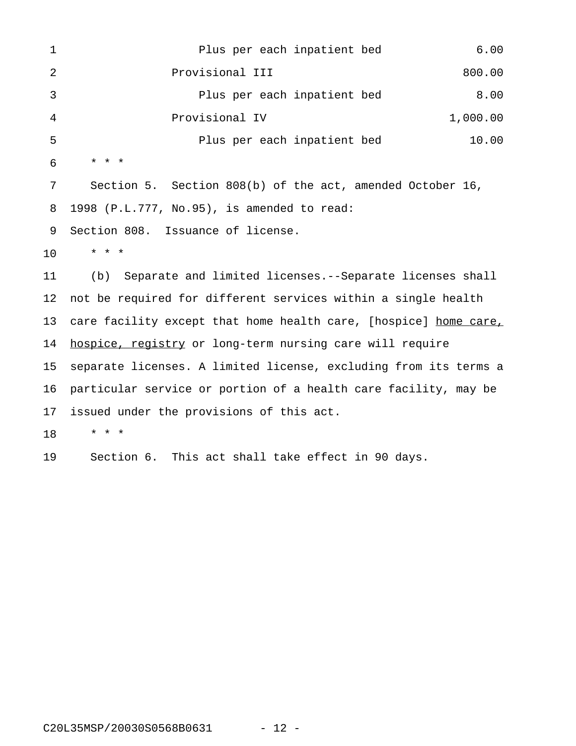| | |
|---|---|
| Plus per each inpatient bed | 6.00 |
| Provisional III | 800.00 |
| Plus per each inpatient bed | 8.00 |
| Provisional IV | 1,000.00 |
| Plus per each inpatient bed | 10.00 |

\* \* \*

Section 5. Section 808(b) of the act, amended October 16, 1998 (P.L.777, No.95), is amended to read:

Section 808. Issuance of license.

\* \* \*

(b) Separate and limited licenses.--Separate licenses shall not be required for different services within a single health care facility except that home health care, [hospice] <u>home care, hospice, registry</u> or long-term nursing care will require separate licenses. A limited license, excluding from its terms a particular service or portion of a health care facility, may be issued under the provisions of this act.

\* \* \*

Section 6. This act shall take effect in 90 days.